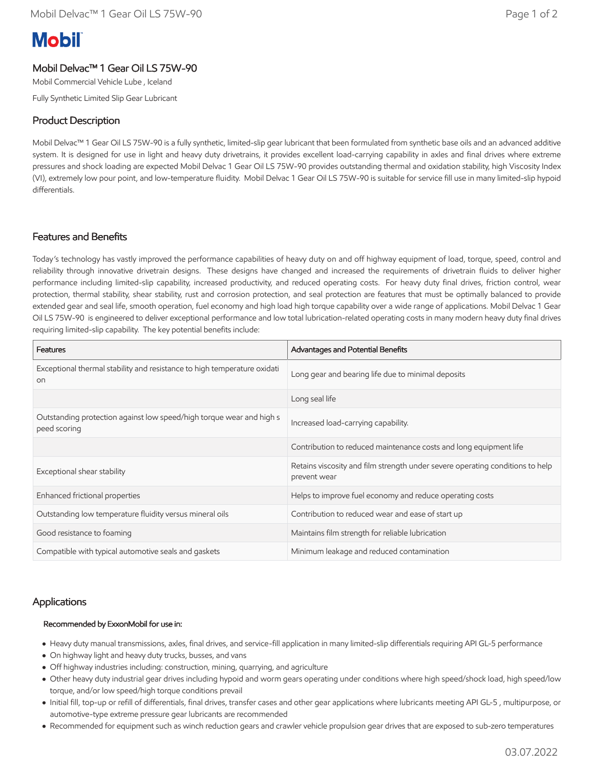Mobil

# Mobil Delvac™ 1 Gear Oil LS 75W-90

Mobil Commercial Vehicle Lube , Iceland

Fully Synthetic Limited Slip Gear Lubricant

## Product Description

Mobil Delvac™ 1 Gear Oil LS 75W-90 is a fully synthetic, limited-slip gear lubricant that been formulated from synthetic base oils and an advanced additive system. It is designed for use in light and heavy duty drivetrains, it provides excellent load-carrying capability in axles and final drives where extreme pressures and shock loading are expected Mobil Delvac 1 Gear Oil LS 75W-90 provides outstanding thermal and oxidation stability, high Viscosity Index (VI), extremely low pour point, and low-temperature fluidity. Mobil Delvac 1 Gear Oil LS 75W-90 is suitable for service fill use in many limited-slip hypoid differentials.

## Features and Benefits

Today's technology has vastly improved the performance capabilities of heavy duty on and off highway equipment of load, torque, speed, control and reliability through innovative drivetrain designs. These designs have changed and increased the requirements of drivetrain fluids to deliver higher performance including limited-slip capability, increased productivity, and reduced operating costs. For heavy duty final drives, friction control, wear protection, thermal stability, shear stability, rust and corrosion protection, and seal protection are features that must be optimally balanced to provide extended gear and seal life, smooth operation, fuel economy and high load high torque capability over a wide range of applications. Mobil Delvac 1 Gear Oil LS 75W-90 is engineered to deliver exceptional performance and low total lubrication-related operating costs in many modern heavy duty final drives requiring limited-slip capability. The key potential benefits include:

| Features | Advantages and Potential Benefits |
| --- | --- |
| Exceptional thermal stability and resistance to high temperature oxidation | Long gear and bearing life due to minimal deposits |
| | Long seal life |
| Outstanding protection against low speed/high torque wear and high speed scoring | Increased load-carrying capability. |
| | Contribution to reduced maintenance costs and long equipment life |
| Exceptional shear stability | Retains viscosity and film strength under severe operating conditions to help prevent wear |
| Enhanced frictional properties | Helps to improve fuel economy and reduce operating costs |
| Outstanding low temperature fluidity versus mineral oils | Contribution to reduced wear and ease of start up |
| Good resistance to foaming | Maintains film strength for reliable lubrication |
| Compatible with typical automotive seals and gaskets | Minimum leakage and reduced contamination |

## Applications

**Recommended by ExxonMobil for use in:**

- Heavy duty manual transmissions, axles, final drives, and service-fill application in many limited-slip differentials requiring API GL-5 performance
- On highway light and heavy duty trucks, busses, and vans
- Off highway industries including: construction, mining, quarrying, and agriculture
- Other heavy duty industrial gear drives including hypoid and worm gears operating under conditions where high speed/shock load, high speed/low torque, and/or low speed/high torque conditions prevail
- Initial fill, top-up or refill of differentials, final drives, transfer cases and other gear applications where lubricants meeting API GL-5 , multipurpose, or automotive-type extreme pressure gear lubricants are recommended
- Recommended for equipment such as winch reduction gears and crawler vehicle propulsion gear drives that are exposed to sub-zero temperatures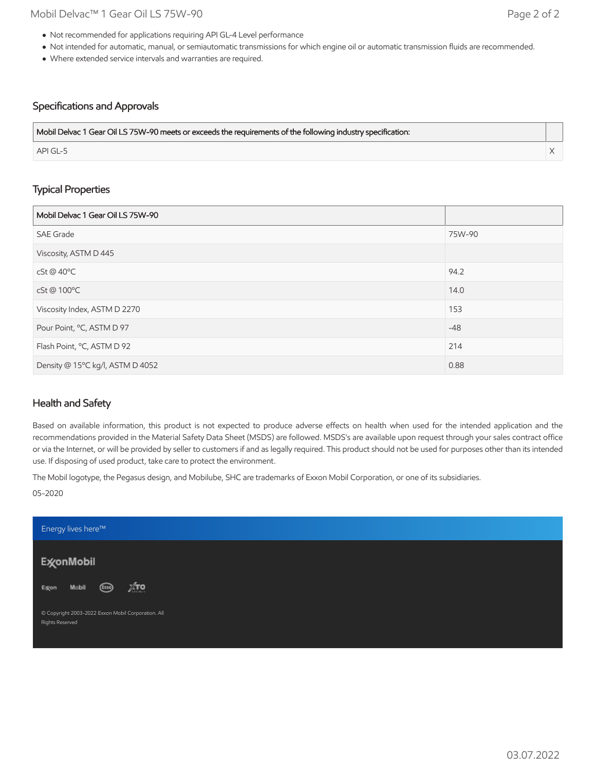- Not recommended for applications requiring API GL-4 Level performance
- Not intended for automatic, manual, or semiautomatic transmissions for which engine oil or automatic transmission fluids are recommended.
- Where extended service intervals and warranties are required.

## Specifications and Approvals

| Mobil Delvac 1 Gear Oil LS 75W-90 meets or exceeds the requirements of the following industry specification: | |
|---|---|
| API GL-5 | X |

## Typical Properties

| Mobil Delvac 1 Gear Oil LS 75W-90 | |
|---|---|
| SAE Grade | 75W-90 |
| Viscosity, ASTM D 445 | |
| cSt @ 40ºC | 94.2 |
| cSt @ 100ºC | 14.0 |
| Viscosity Index, ASTM D 2270 | 153 |
| Pour Point, ºC, ASTM D 97 | -48 |
| Flash Point, ºC, ASTM D 92 | 214 |
| Density @ 15ºC kg/l, ASTM D 4052 | 0.88 |

## Health and Safety

Based on available information, this product is not expected to produce adverse effects on health when used for the intended application and the recommendations provided in the Material Safety Data Sheet (MSDS) are followed. MSDS's are available upon request through your sales contract office or via the Internet, or will be provided by seller to customers if and as legally required. This product should not be used for purposes other than its intended use. If disposing of used product, take care to protect the environment.

The Mobil logotype, the Pegasus design, and Mobilube, SHC are trademarks of Exxon Mobil Corporation, or one of its subsidiaries.

05-2020

Energy lives here™

ExxonMobil

Exxon Mobil Esso XTO

© Copyright 2003-2022 Exxon Mobil Corporation. All Rights Reserved

03.07.2022